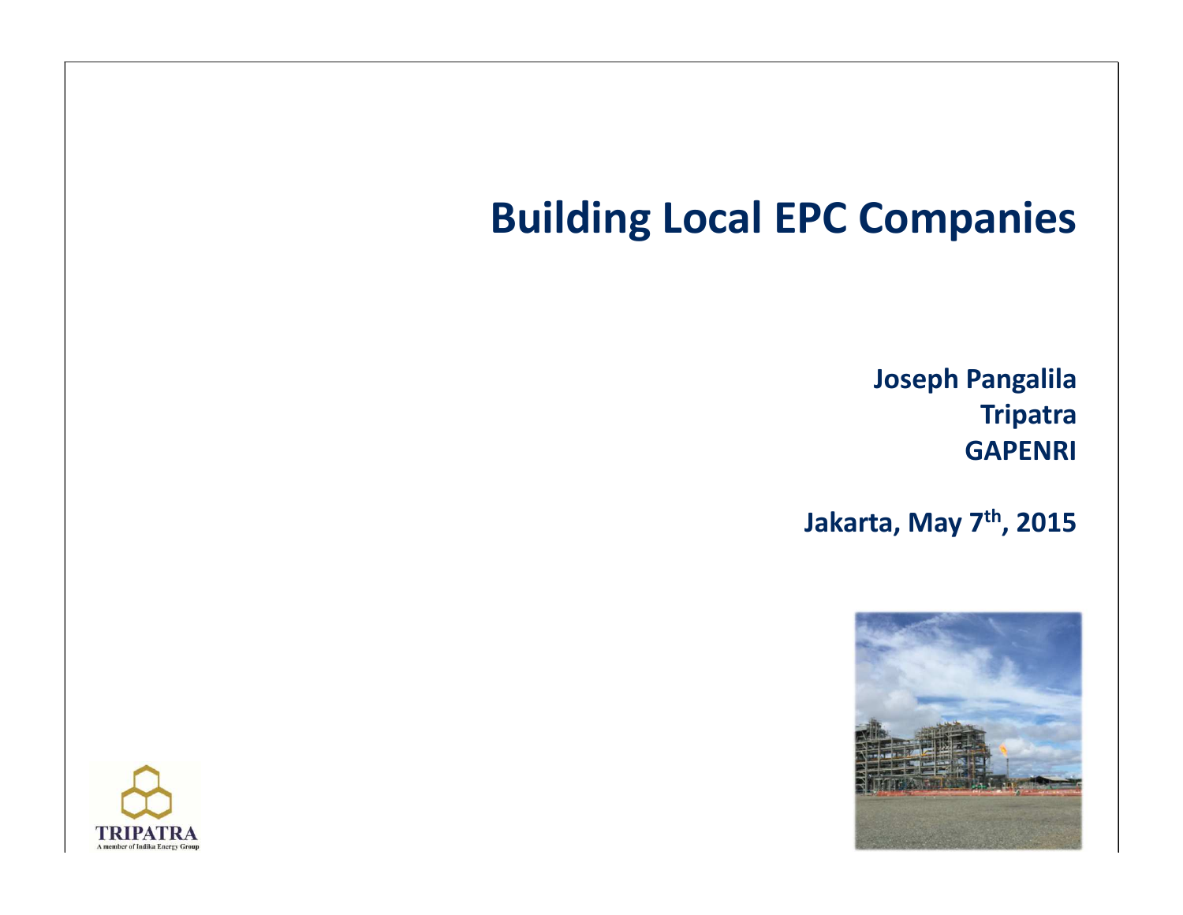# Building Local EPC Companies

**Joseph Pangalila**
**Tripatra**
**GAPENRI**

**Jakarta, May 7th, 2015**

TRIPATRA
A member of Indika Energy Group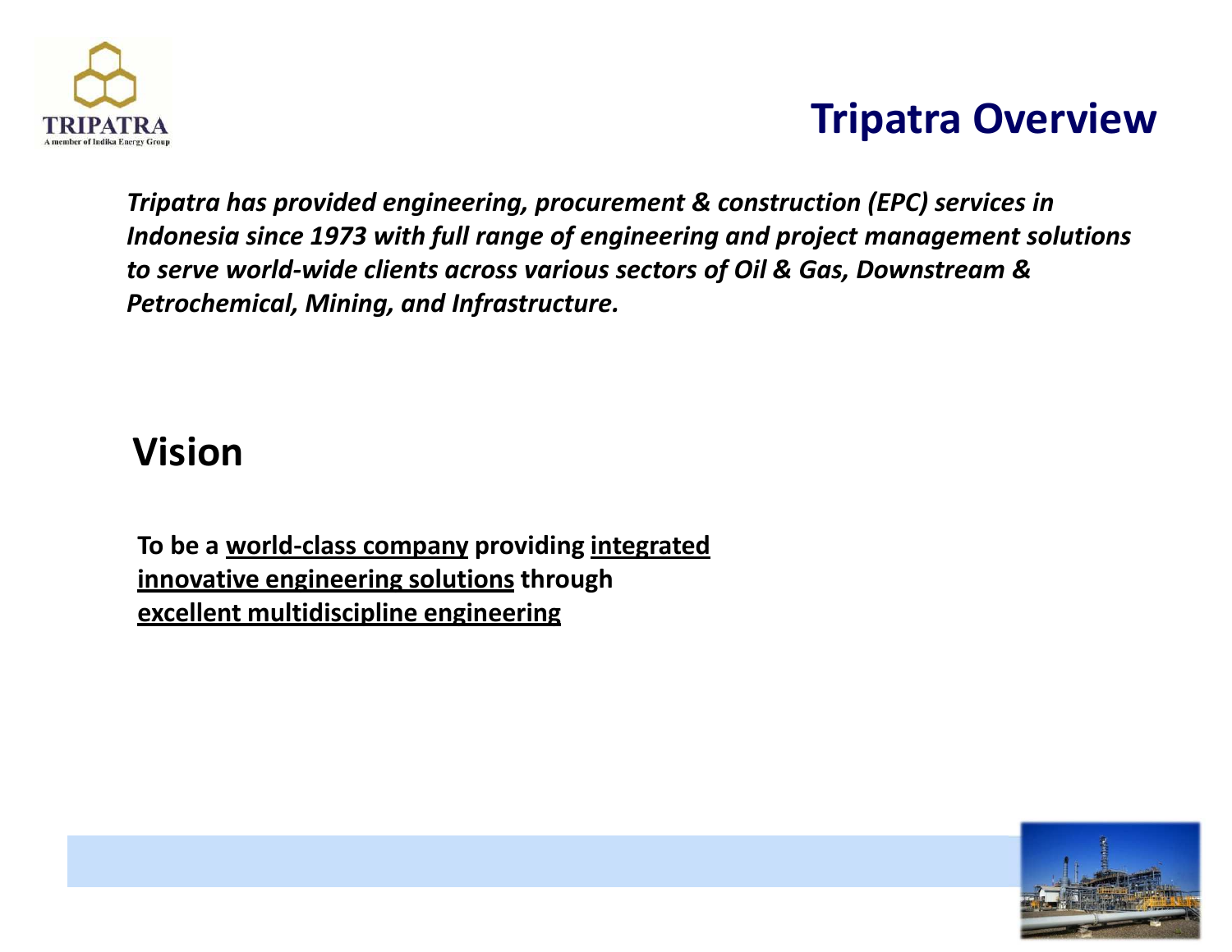# Tripatra Overview

*Tripatra has provided engineering, procurement & construction (EPC) services in Indonesia since 1973 with full range of engineering and project management solutions to serve world-wide clients across various sectors of Oil & Gas, Downstream & Petrochemical, Mining, and Infrastructure.*

## Vision

**To be a <u>world-class company</u> providing <u>integrated innovative engineering solutions</u> through <u>excellent multidiscipline engineering</u>**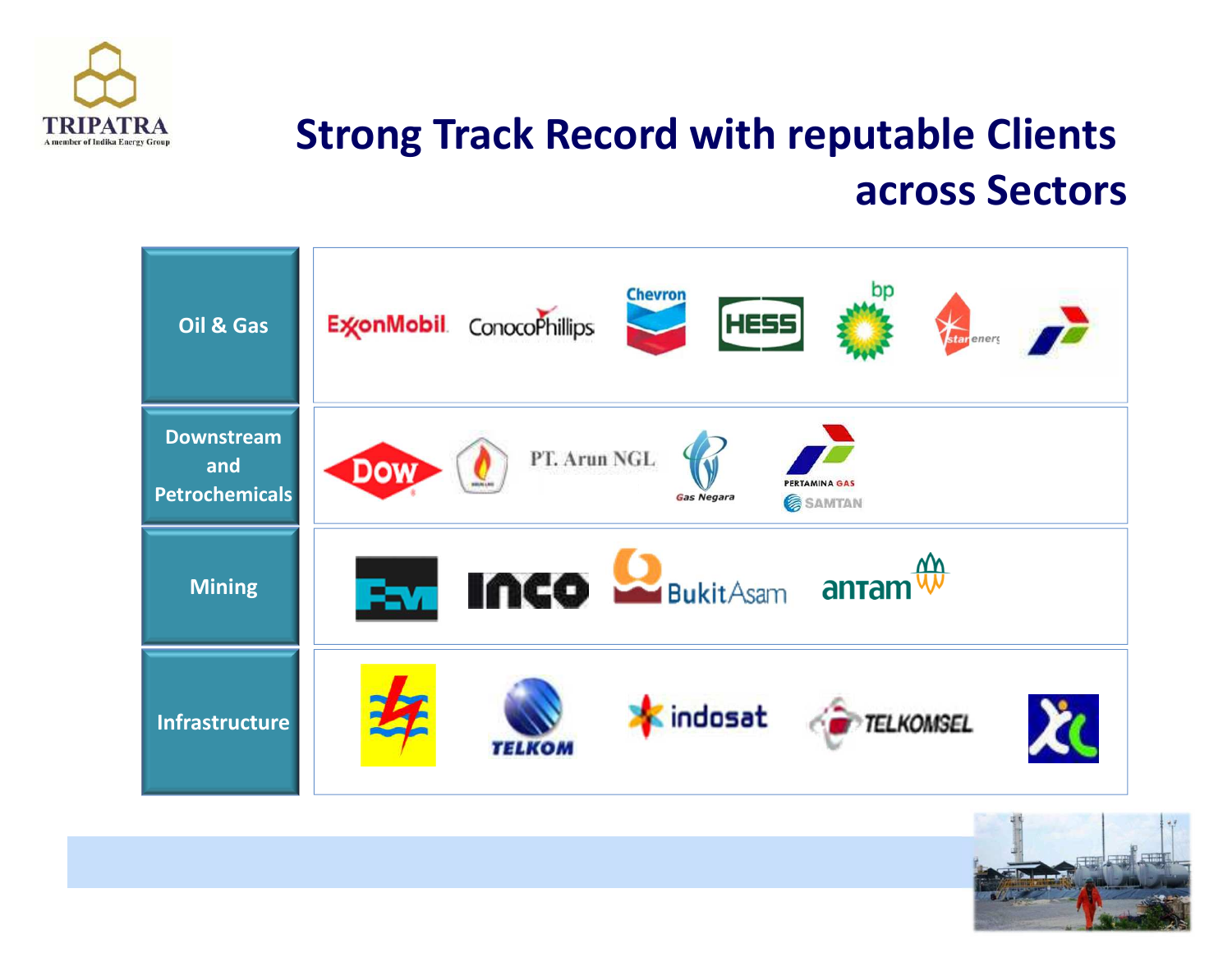## Strong Track Record with reputable Clients across Sectors

| Sector | Clients |
|---|---|
| Oil & Gas | ExxonMobil, ConocoPhillips, Chevron, HESS, bp, Star Energy, Pertamina |
| Downstream and Petrochemicals | DOW, PT. Arun NGL, Gas Negara, Pertamina Gas, SAMTAN |
| Mining | FCX, INCO, BukitAsam, antam |
| Infrastructure | PLN, TELKOM, indosat, TELKOMSEL, XL |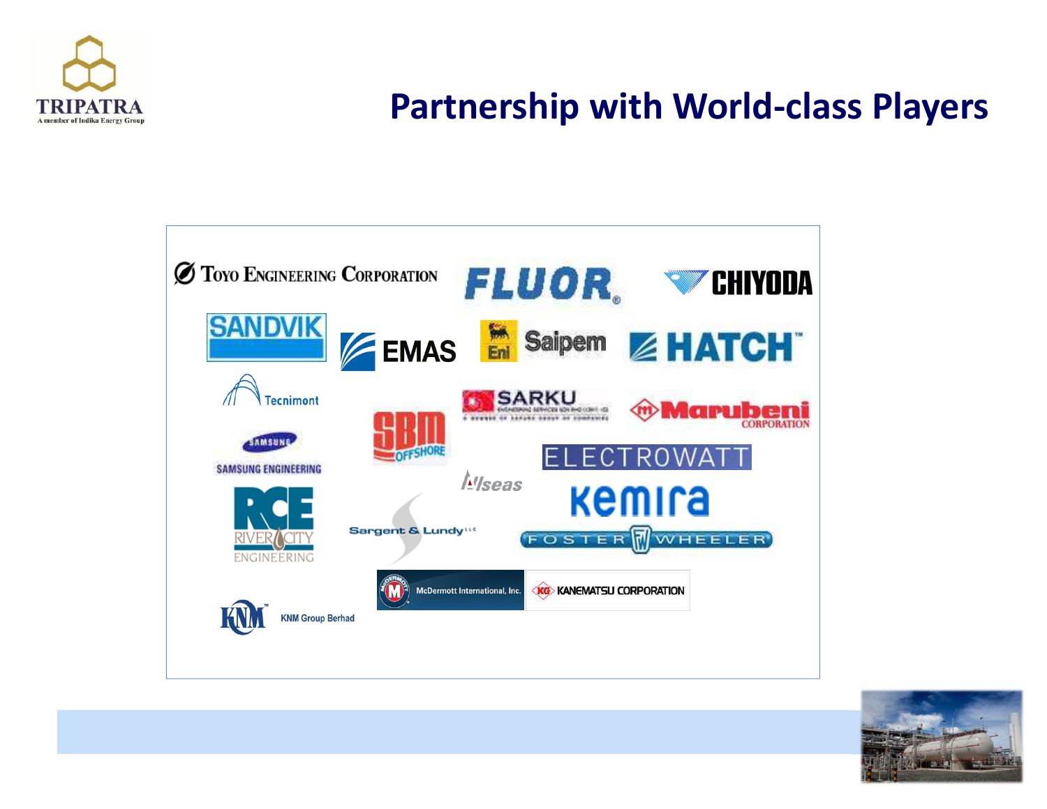# Partnership with World-class Players

- Toyo Engineering Corporation
- FLUOR
- CHIYODA
- SANDVIK
- EMAS
- Eni Saipem
- HATCH
- Tecnimont
- SBM Offshore
- SARKU
- Marubeni Corporation
- Samsung Engineering
- ELECTROWATT
- Allseas
- kemira
- RCE River City Engineering
- Sargent & Lundy LLC
- Foster Wheeler
- McDermott International, Inc.
- KANEMATSU CORPORATION
- KNM Group Berhad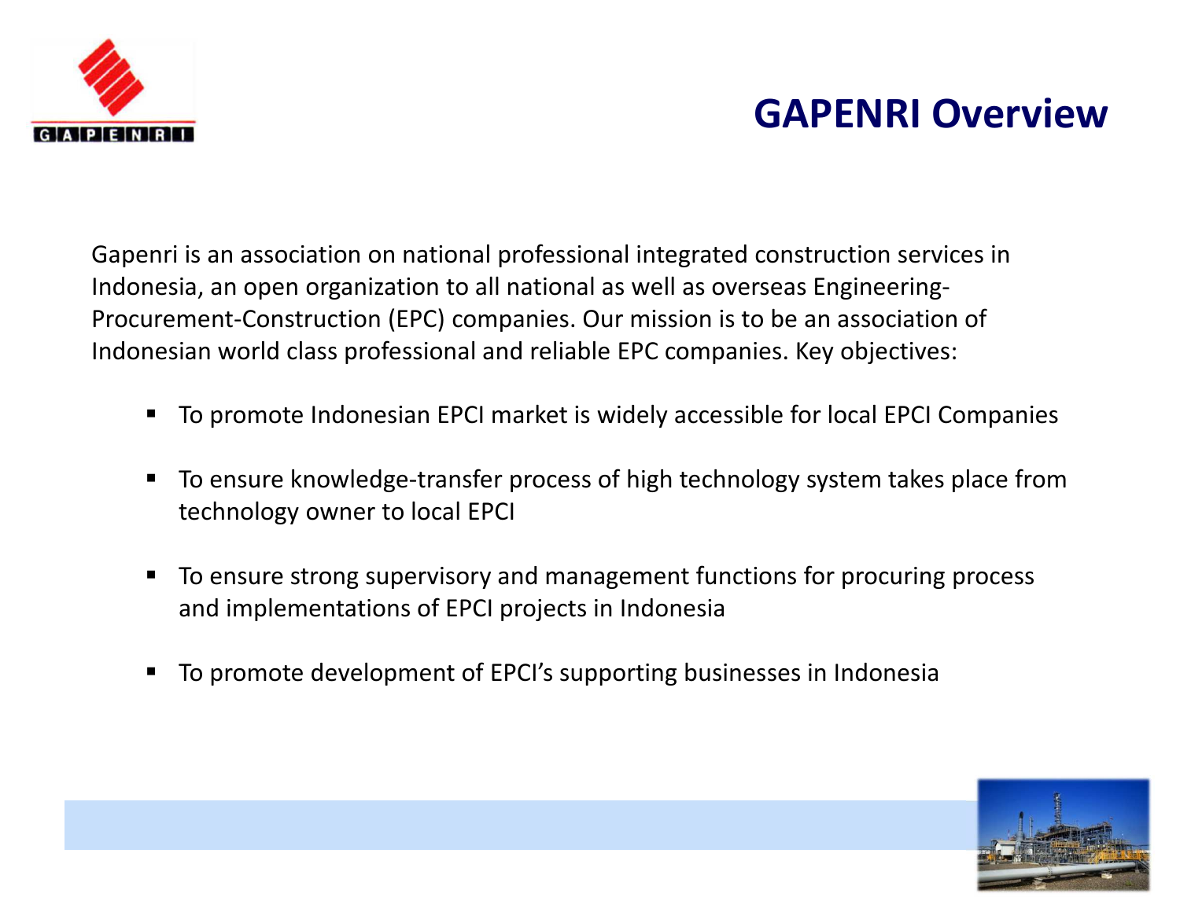# GAPENRI Overview

Gapenri is an association on national professional integrated construction services in Indonesia, an open organization to all national as well as overseas Engineering-Procurement-Construction (EPC) companies. Our mission is to be an association of Indonesian world class professional and reliable EPC companies. Key objectives:

- To promote Indonesian EPCI market is widely accessible for local EPCI Companies
- To ensure knowledge-transfer process of high technology system takes place from technology owner to local EPCI
- To ensure strong supervisory and management functions for procuring process and implementations of EPCI projects in Indonesia
- To promote development of EPCI's supporting businesses in Indonesia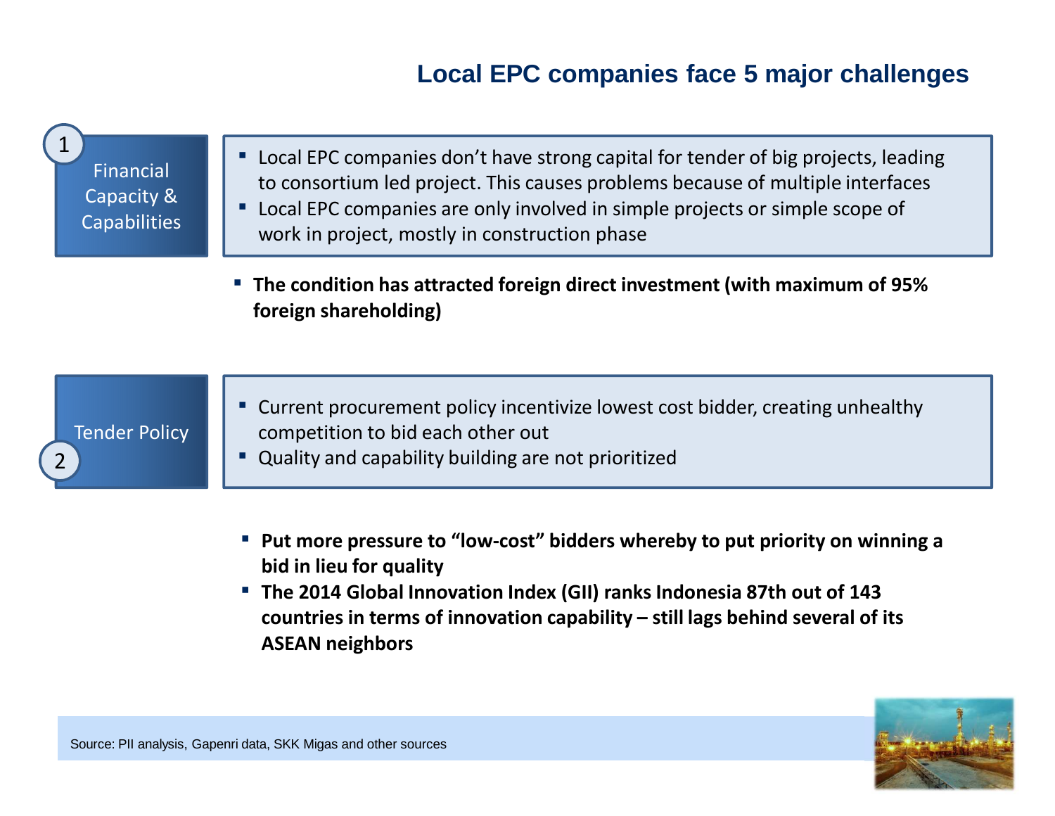# Local EPC companies face 5 major challenges

**1 Financial Capacity & Capabilities**

- Local EPC companies don't have strong capital for tender of big projects, leading to consortium led project. This causes problems because of multiple interfaces
- Local EPC companies are only involved in simple projects or simple scope of work in project, mostly in construction phase

- **The condition has attracted foreign direct investment (with maximum of 95% foreign shareholding)**

**2 Tender Policy**

- Current procurement policy incentivize lowest cost bidder, creating unhealthy competition to bid each other out
- Quality and capability building are not prioritized

- **Put more pressure to "low-cost" bidders whereby to put priority on winning a bid in lieu for quality**
- **The 2014 Global Innovation Index (GII) ranks Indonesia 87th out of 143 countries in terms of innovation capability – still lags behind several of its ASEAN neighbors**

Source: PII analysis, Gapenri data, SKK Migas and other sources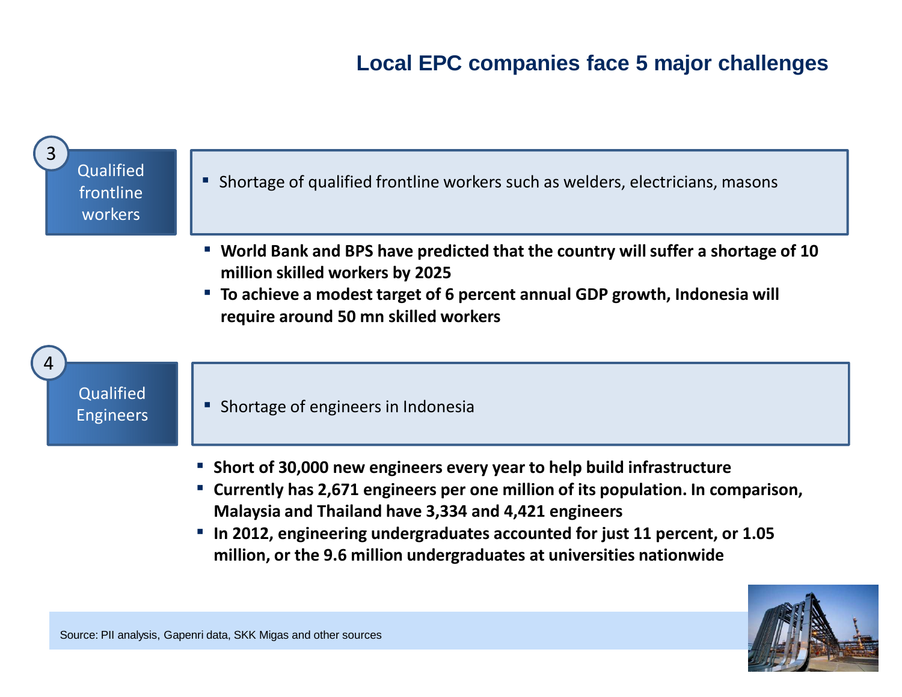# Local EPC companies face 5 major challenges

**3 — Qualified frontline workers**

- Shortage of qualified frontline workers such as welders, electricians, masons

- **World Bank and BPS have predicted that the country will suffer a shortage of 10 million skilled workers by 2025**
- **To achieve a modest target of 6 percent annual GDP growth, Indonesia will require around 50 mn skilled workers**

**4 — Qualified Engineers**

- Shortage of engineers in Indonesia

- **Short of 30,000 new engineers every year to help build infrastructure**
- **Currently has 2,671 engineers per one million of its population. In comparison, Malaysia and Thailand have 3,334 and 4,421 engineers**
- **In 2012, engineering undergraduates accounted for just 11 percent, or 1.05 million, or the 9.6 million undergraduates at universities nationwide**

Source: PII analysis, Gapenri data, SKK Migas and other sources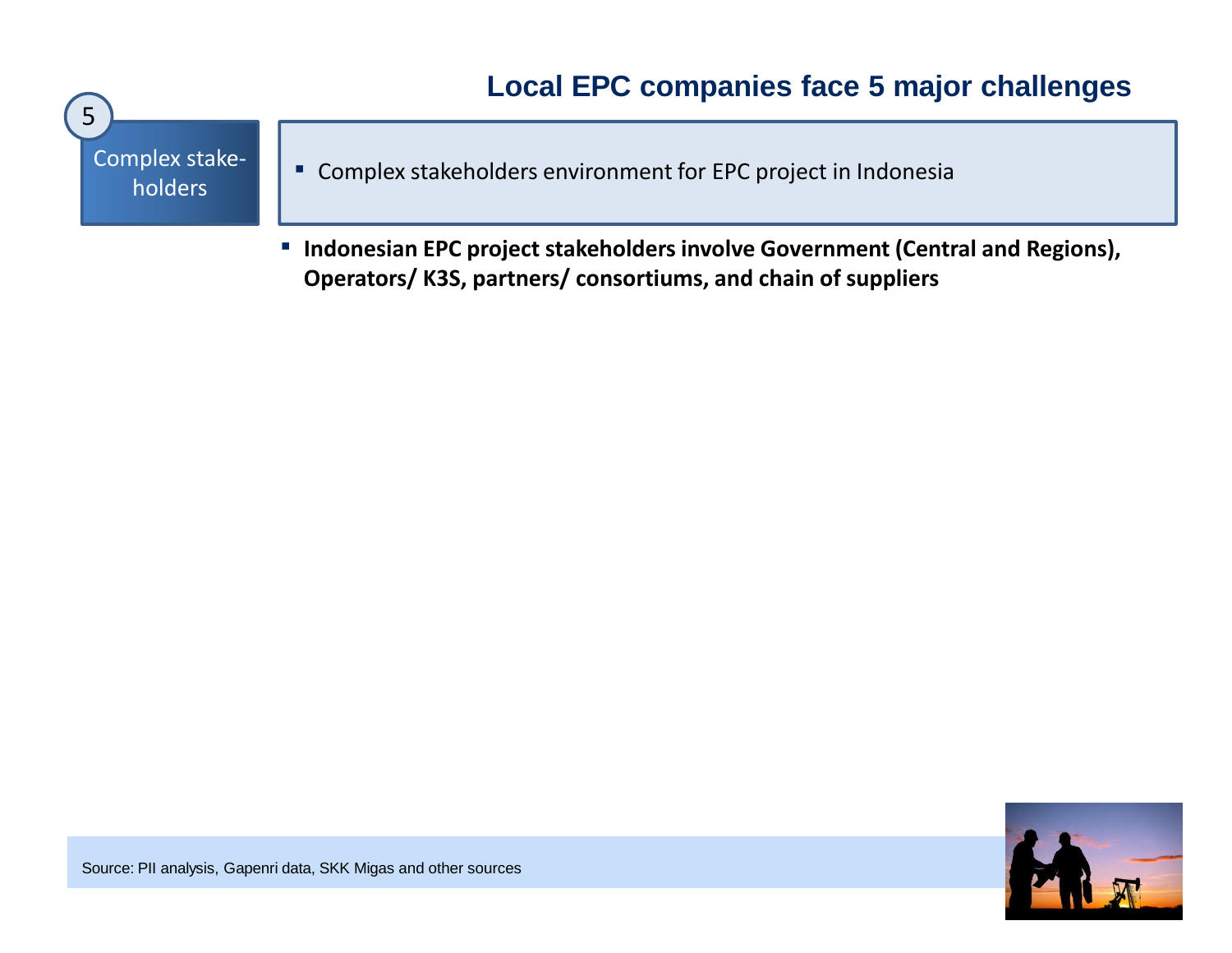## Local EPC companies face 5 major challenges

5

Complex stake-holders

- Complex stakeholders environment for EPC project in Indonesia

- **Indonesian EPC project stakeholders involve Government (Central and Regions), Operators/ K3S, partners/ consortiums, and chain of suppliers**

Source: PII analysis, Gapenri data, SKK Migas and other sources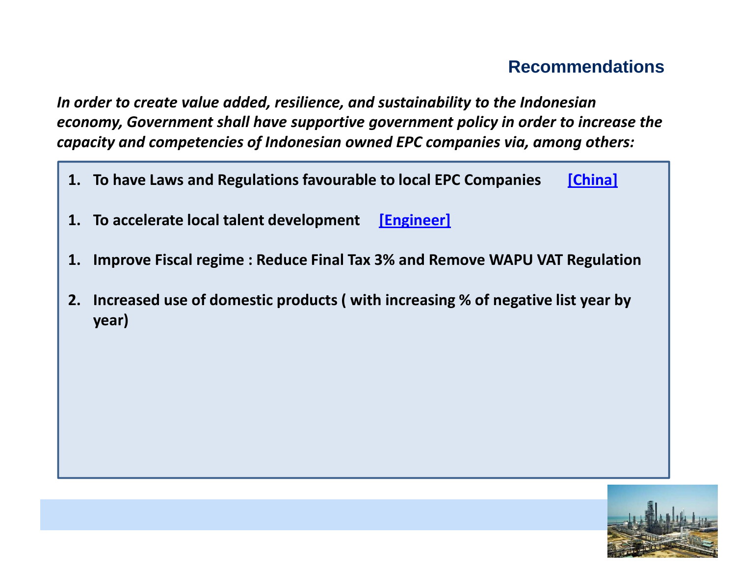## Recommendations

***In order to create value added, resilience, and sustainability to the Indonesian economy, Government shall have supportive government policy in order to increase the capacity and competencies of Indonesian owned EPC companies via, among others:***

1. **To have Laws and Regulations favourable to local EPC Companies** [China]

1. **To accelerate local talent development** [Engineer]

1. **Improve Fiscal regime : Reduce Final Tax 3% and Remove WAPU VAT Regulation**

2. **Increased use of domestic products ( with increasing % of negative list year by year)**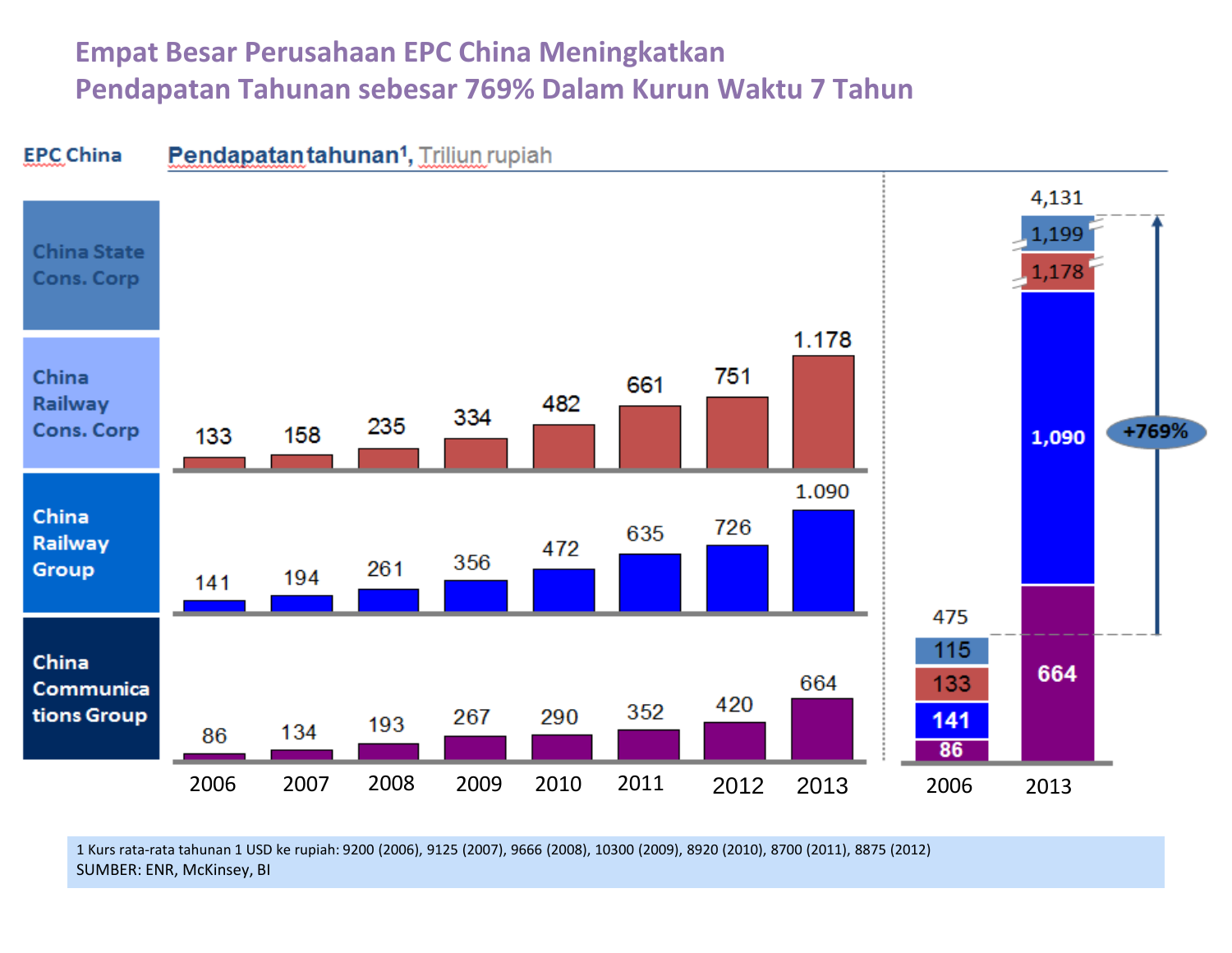# Empat Besar Perusahaan EPC China Meningkatkan Pendapatan Tahunan sebesar 769% Dalam Kurun Waktu 7 Tahun

**EPC China** — **Pendapatan tahunan[1]**, Triliun rupiah

| EPC China | 2006 | 2007 | 2008 | 2009 | 2010 | 2011 | 2012 | 2013 |
|---|---|---|---|---|---|---|---|---|
| China State Cons. Corp | | | | | | | | |
| China Railway Cons. Corp | 133 | 158 | 235 | 334 | 482 | 661 | 751 | 1.178 |
| China Railway Group | 141 | 194 | 261 | 356 | 472 | 635 | 726 | 1.090 |
| China Communications Group | 86 | 134 | 193 | 267 | 290 | 352 | 420 | 664 |

| | 2006 | 2013 |
|---|---|---|
| China State Cons. Corp | 115 | 1,199 |
| China Railway Cons. Corp | 133 | 1,178 |
| China Railway Group | 141 | 1,090 |
| China Communications Group | 86 | 664 |
| **Total** | **475** | **4,131** |

+769%

1 Kurs rata-rata tahunan 1 USD ke rupiah: 9200 (2006), 9125 (2007), 9666 (2008), 10300 (2009), 8920 (2010), 8700 (2011), 8875 (2012)
SUMBER: ENR, McKinsey, BI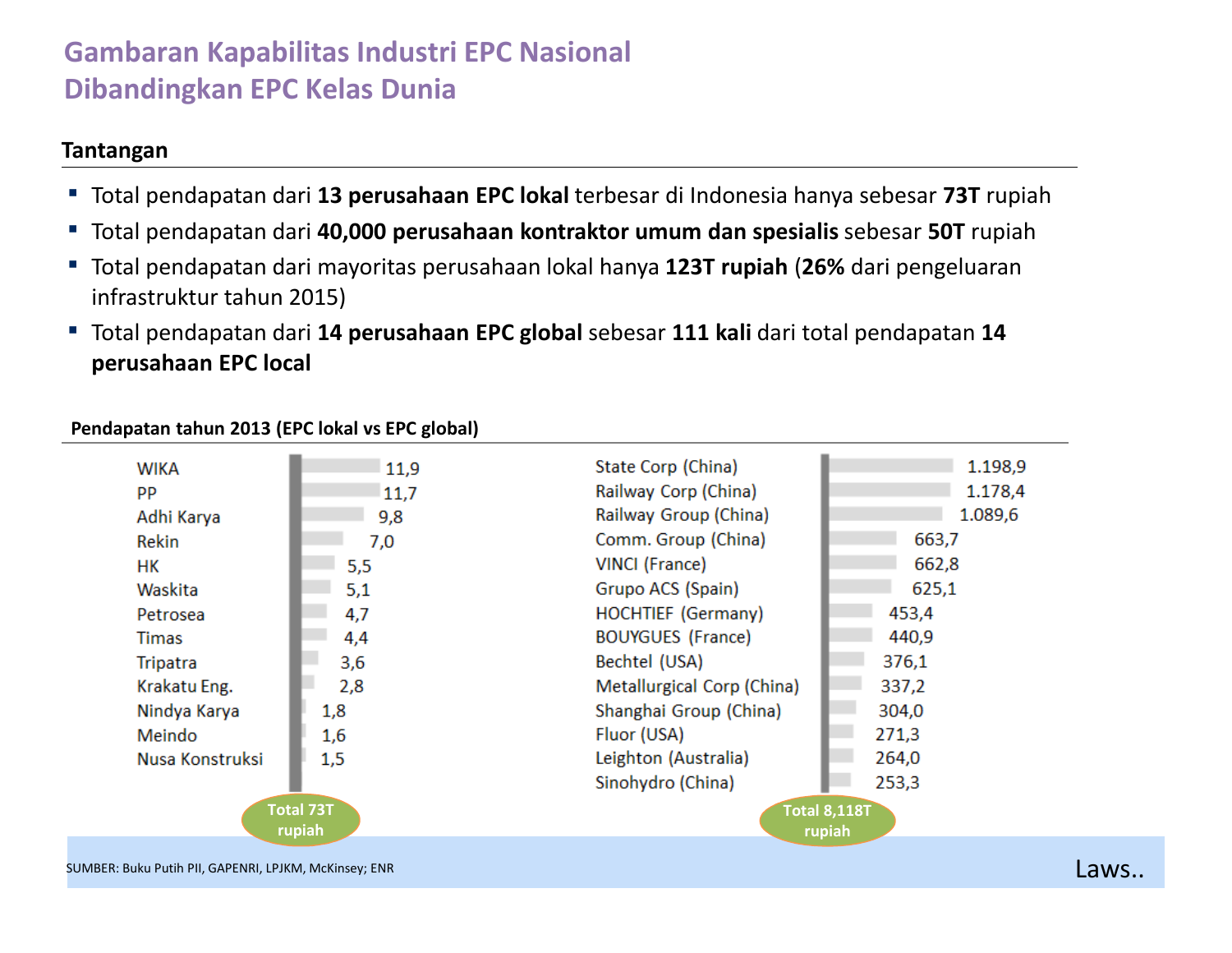# Gambaran Kapabilitas Industri EPC Nasional Dibandingkan EPC Kelas Dunia

## Tantangan

- Total pendapatan dari **13 perusahaan EPC lokal** terbesar di Indonesia hanya sebesar **73T** rupiah
- Total pendapatan dari **40,000 perusahaan kontraktor umum dan spesialis** sebesar **50T** rupiah
- Total pendapatan dari mayoritas perusahaan lokal hanya **123T rupiah** (**26%** dari pengeluaran infrastruktur tahun 2015)
- Total pendapatan dari **14 perusahaan EPC global** sebesar **111 kali** dari total pendapatan **14 perusahaan EPC local**

**Pendapatan tahun 2013 (EPC lokal vs EPC global)**

| EPC lokal | Pendapatan | EPC global | Pendapatan |
| --- | --- | --- | --- |
| WIKA | 11,9 | State Corp (China) | 1.198,9 |
| PP | 11,7 | Railway Corp (China) | 1.178,4 |
| Adhi Karya | 9,8 | Railway Group (China) | 1.089,6 |
| Rekin | 7,0 | Comm. Group (China) | 663,7 |
| HK | 5,5 | VINCI (France) | 662,8 |
| Waskita | 5,1 | Grupo ACS (Spain) | 625,1 |
| Petrosea | 4,7 | HOCHTIEF (Germany) | 453,4 |
| Timas | 4,4 | BOUYGUES (France) | 440,9 |
| Tripatra | 3,6 | Bechtel (USA) | 376,1 |
| Krakatu Eng. | 2,8 | Metallurgical Corp (China) | 337,2 |
| Nindya Karya | 1,8 | Shanghai Group (China) | 304,0 |
| Meindo | 1,6 | Fluor (USA) | 271,3 |
| Nusa Konstruksi | 1,5 | Leighton (Australia) | 264,0 |
| | | Sinohydro (China) | 253,3 |
| **Total 73T rupiah** | | **Total 8,118T rupiah** | |

SUMBER: Buku Putih PII, GAPENRI, LPJKM, McKinsey; ENR

Laws..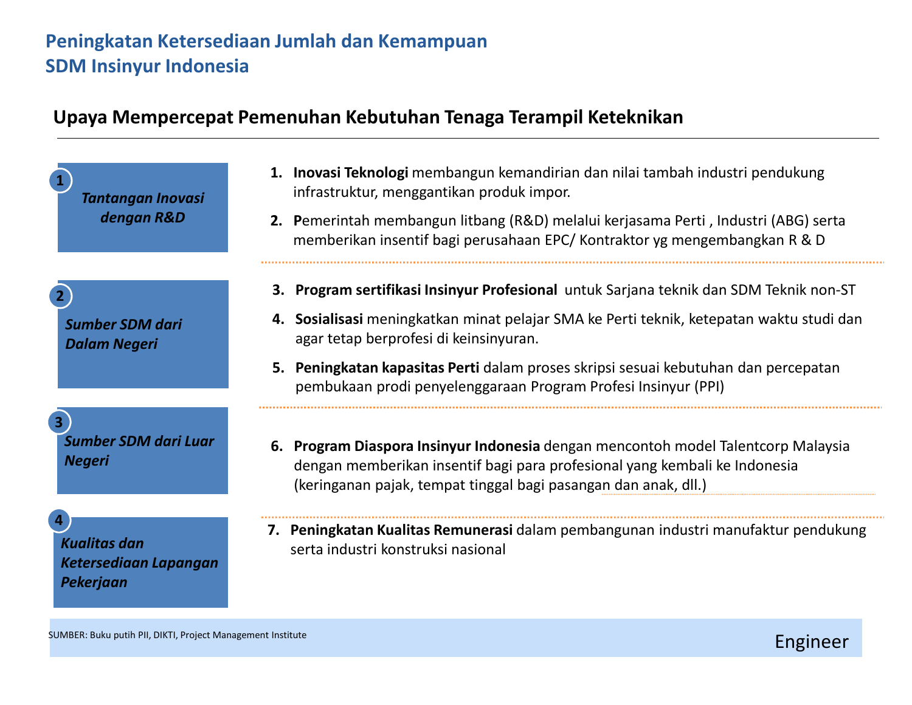# Peningkatan Ketersediaan Jumlah dan Kemampuan SDM Insinyur Indonesia

## Upaya Mempercepat Pemenuhan Kebutuhan Tenaga Terampil Keteknikan

**1** *Tantangan Inovasi dengan R&D*

1. **Inovasi Teknologi** membangun kemandirian dan nilai tambah industri pendukung infrastruktur, menggantikan produk impor.
2. **P**emerintah membangun litbang (R&D) melalui kerjasama Perti , Industri (ABG) serta memberikan insentif bagi perusahaan EPC/ Kontraktor yg mengembangkan R & D

**2** *Sumber SDM dari Dalam Negeri*

3. **Program sertifikasi Insinyur Profesional** untuk Sarjana teknik dan SDM Teknik non-ST
4. **Sosialisasi** meningkatkan minat pelajar SMA ke Perti teknik, ketepatan waktu studi dan agar tetap berprofesi di keinsinyuran.
5. **Peningkatan kapasitas Perti** dalam proses skripsi sesuai kebutuhan dan percepatan pembukaan prodi penyelenggaraan Program Profesi Insinyur (PPI)

**3** *Sumber SDM dari Luar Negeri*

6. **Program Diaspora Insinyur Indonesia** dengan mencontoh model Talentcorp Malaysia dengan memberikan insentif bagi para profesional yang kembali ke Indonesia (keringanan pajak, tempat tinggal bagi pasangan dan anak, dll.)

**4** *Kualitas dan Ketersediaan Lapangan Pekerjaan*

7. **Peningkatan Kualitas Remunerasi** dalam pembangunan industri manufaktur pendukung serta industri konstruksi nasional

SUMBER: Buku putih PII, DIKTI, Project Management Institute

Engineer